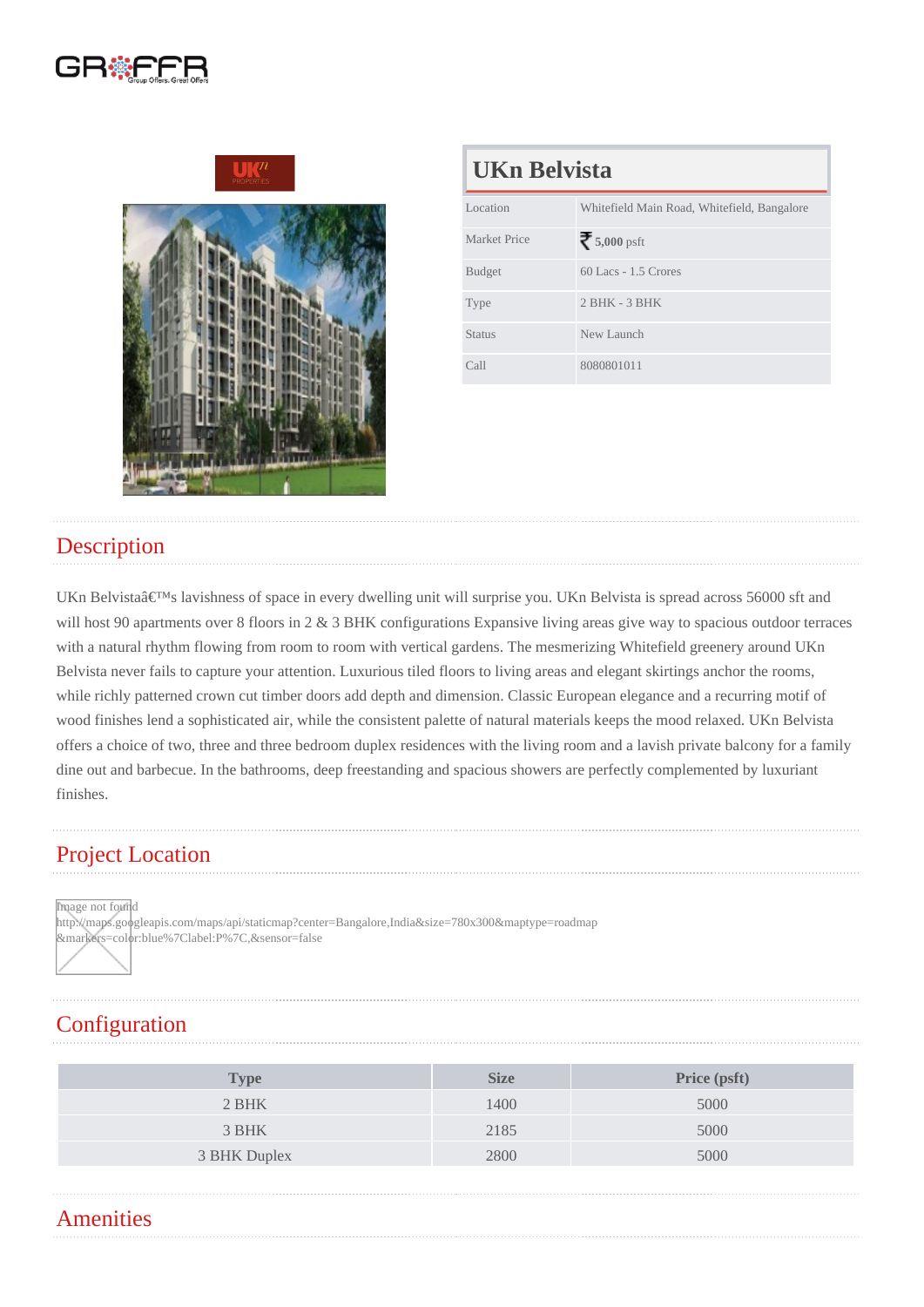# UKn Belvista

| Location | Whitefield Main Road, Whitefield, Bangalore |
|---|---|
| Market Price | ₹ **5,000** psft |
| Budget | 60 Lacs - 1.5 Crores |
| Type | 2 BHK - 3 BHK |
| Status | New Launch |
| Call | 8080801011 |

## Description

UKn Belvistaâ€™s lavishness of space in every dwelling unit will surprise you. UKn Belvista is spread across 56000 sft and will host 90 apartments over 8 floors in 2 & 3 BHK configurations Expansive living areas give way to spacious outdoor terraces with a natural rhythm flowing from room to room with vertical gardens. The mesmerizing Whitefield greenery around UKn Belvista never fails to capture your attention. Luxurious tiled floors to living areas and elegant skirtings anchor the rooms, while richly patterned crown cut timber doors add depth and dimension. Classic European elegance and a recurring motif of wood finishes lend a sophisticated air, while the consistent palette of natural materials keeps the mood relaxed. UKn Belvista offers a choice of two, three and three bedroom duplex residences with the living room and a lavish private balcony for a family dine out and barbecue. In the bathrooms, deep freestanding and spacious showers are perfectly complemented by luxuriant finishes.

## Project Location

Image not found
http://maps.googleapis.com/maps/api/staticmap?center=Bangalore,India&size=780x300&maptype=roadmap&markers=color:blue%7Clabel:P%7C,&sensor=false

## Configuration

| Type | Size | Price (psft) |
|---|---|---|
| 2 BHK | 1400 | 5000 |
| 3 BHK | 2185 | 5000 |
| 3 BHK Duplex | 2800 | 5000 |

## Amenities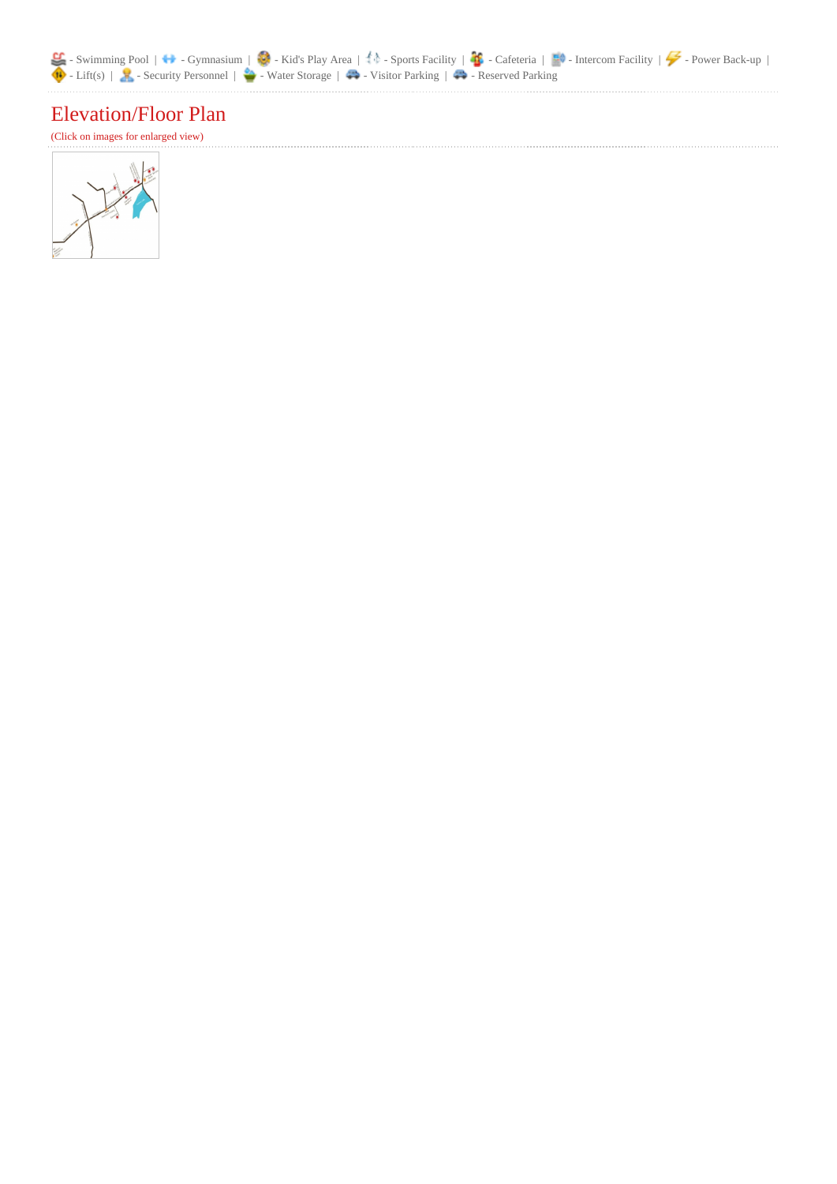- Swimming Pool | - Gymnasium | - Kid's Play Area | - Sports Facility | - Cafeteria | - Intercom Facility | - Power Back-up | - Lift(s) | - Security Personnel | - Water Storage | - Visitor Parking | - Reserved Parking

## Elevation/Floor Plan

(Click on images for enlarged view)